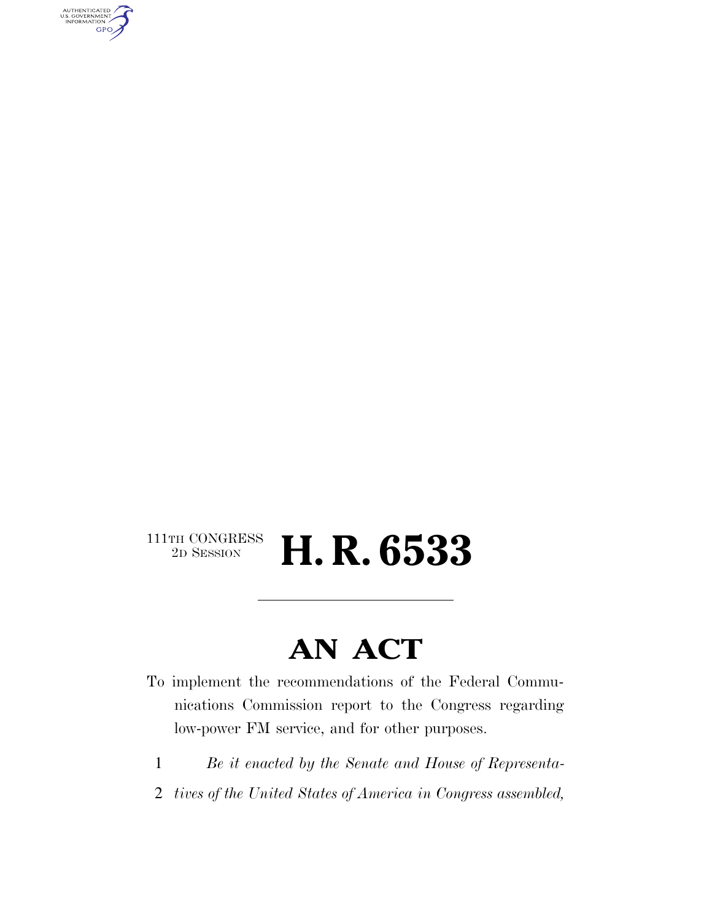111TH CONGRESS
2D SESSION

# H. R. 6533

# AN ACT

To implement the recommendations of the Federal Communications Commission report to the Congress regarding low-power FM service, and for other purposes.

1 *Be it enacted by the Senate and House of Representa-*

2 *tives of the United States of America in Congress assembled,*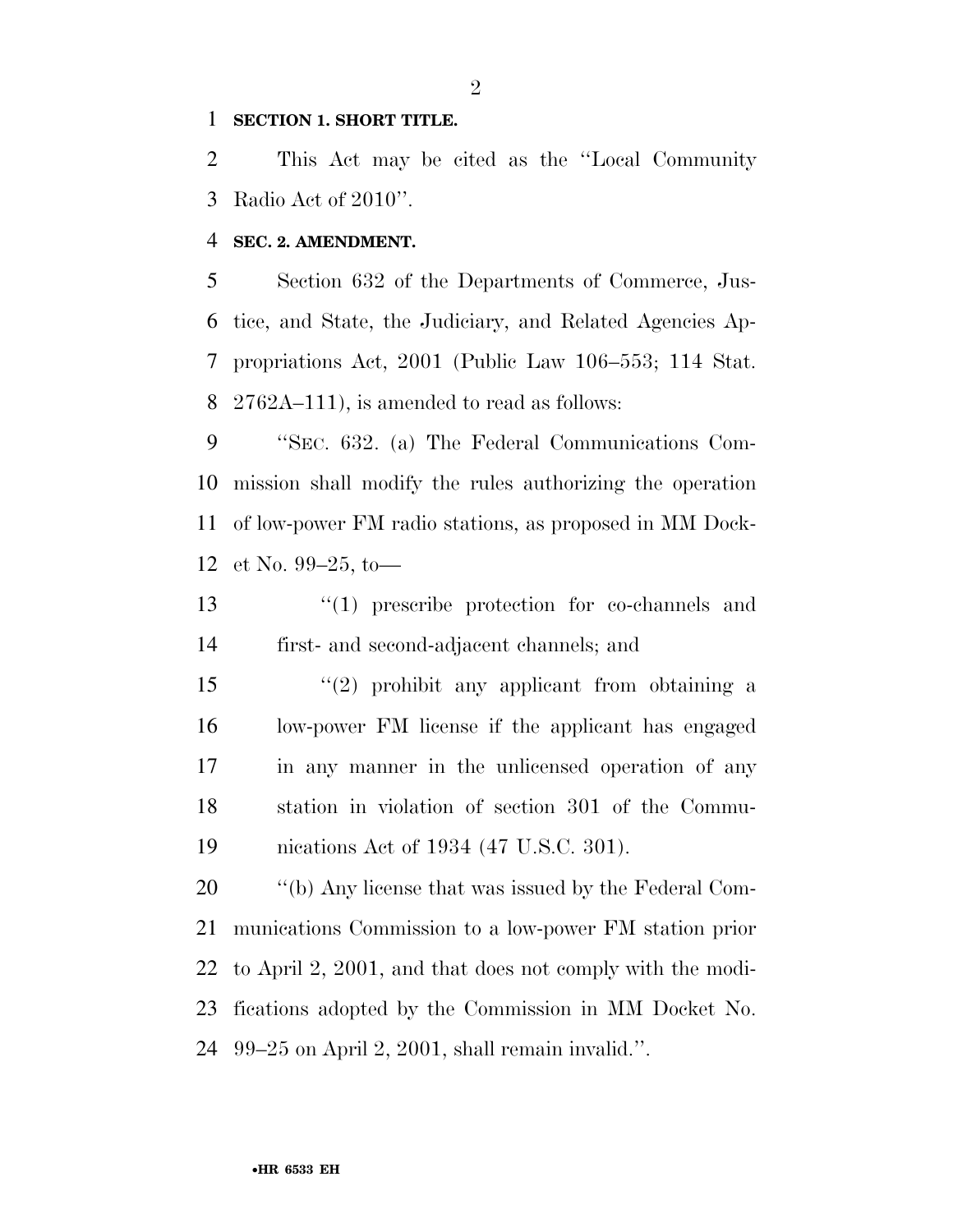**SECTION 1. SHORT TITLE.**

This Act may be cited as the ''Local Community Radio Act of 2010''.

**SEC. 2. AMENDMENT.**

Section 632 of the Departments of Commerce, Justice, and State, the Judiciary, and Related Agencies Appropriations Act, 2001 (Public Law 106–553; 114 Stat. 2762A–111), is amended to read as follows:

''SEC. 632. (a) The Federal Communications Commission shall modify the rules authorizing the operation of low-power FM radio stations, as proposed in MM Docket No. 99–25, to—

''(1) prescribe protection for co-channels and first- and second-adjacent channels; and

''(2) prohibit any applicant from obtaining a low-power FM license if the applicant has engaged in any manner in the unlicensed operation of any station in violation of section 301 of the Communications Act of 1934 (47 U.S.C. 301).

''(b) Any license that was issued by the Federal Communications Commission to a low-power FM station prior to April 2, 2001, and that does not comply with the modifications adopted by the Commission in MM Docket No. 99–25 on April 2, 2001, shall remain invalid.''.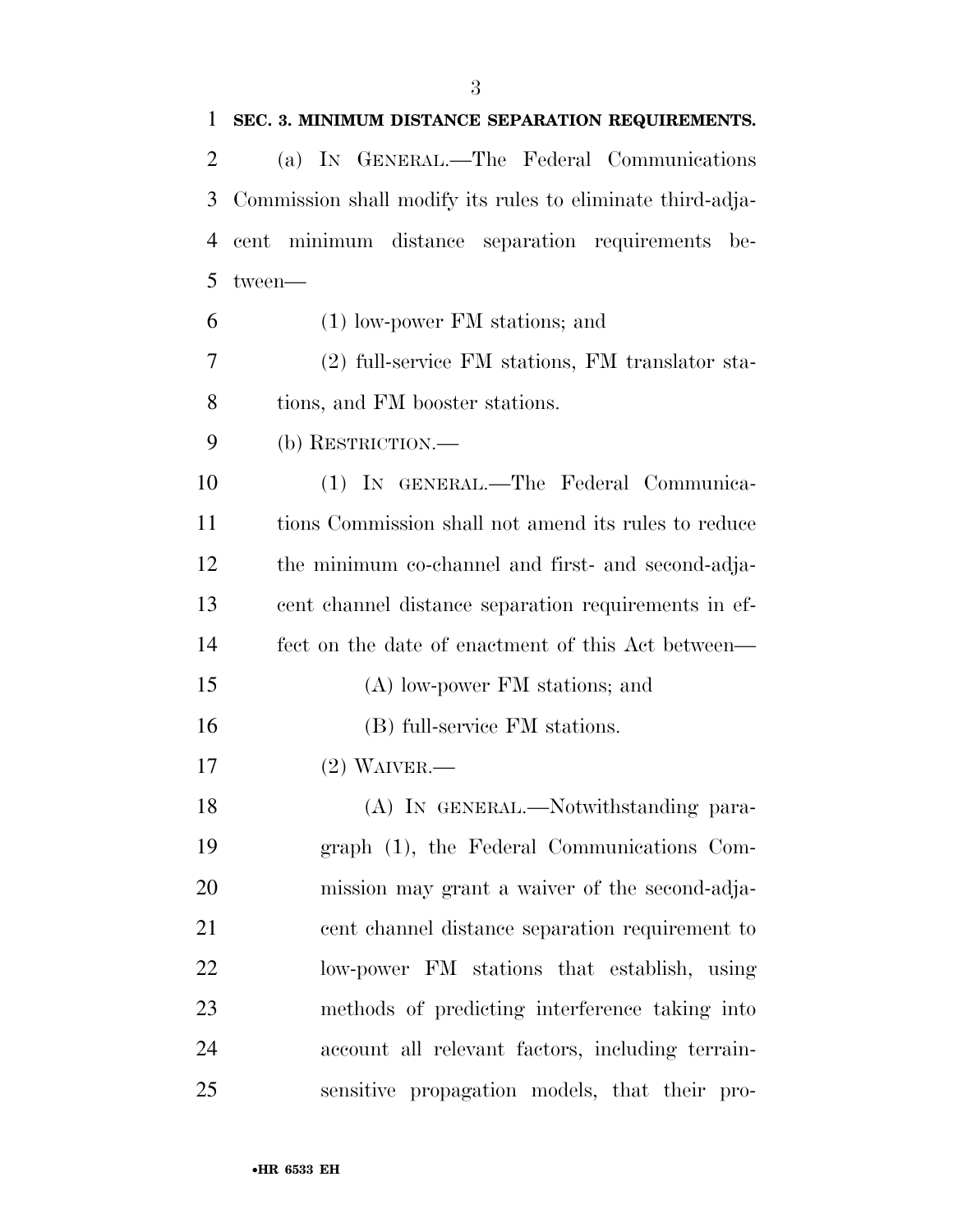**SEC. 3. MINIMUM DISTANCE SEPARATION REQUIREMENTS.**

(a) IN GENERAL.—The Federal Communications Commission shall modify its rules to eliminate third-adjacent minimum distance separation requirements between—

(1) low-power FM stations; and

(2) full-service FM stations, FM translator stations, and FM booster stations.

(b) RESTRICTION.—

(1) IN GENERAL.—The Federal Communications Commission shall not amend its rules to reduce the minimum co-channel and first- and second-adjacent channel distance separation requirements in effect on the date of enactment of this Act between—

(A) low-power FM stations; and

(B) full-service FM stations.

(2) WAIVER.—

(A) IN GENERAL.—Notwithstanding paragraph (1), the Federal Communications Commission may grant a waiver of the second-adjacent channel distance separation requirement to low-power FM stations that establish, using methods of predicting interference taking into account all relevant factors, including terrain-sensitive propagation models, that their pro-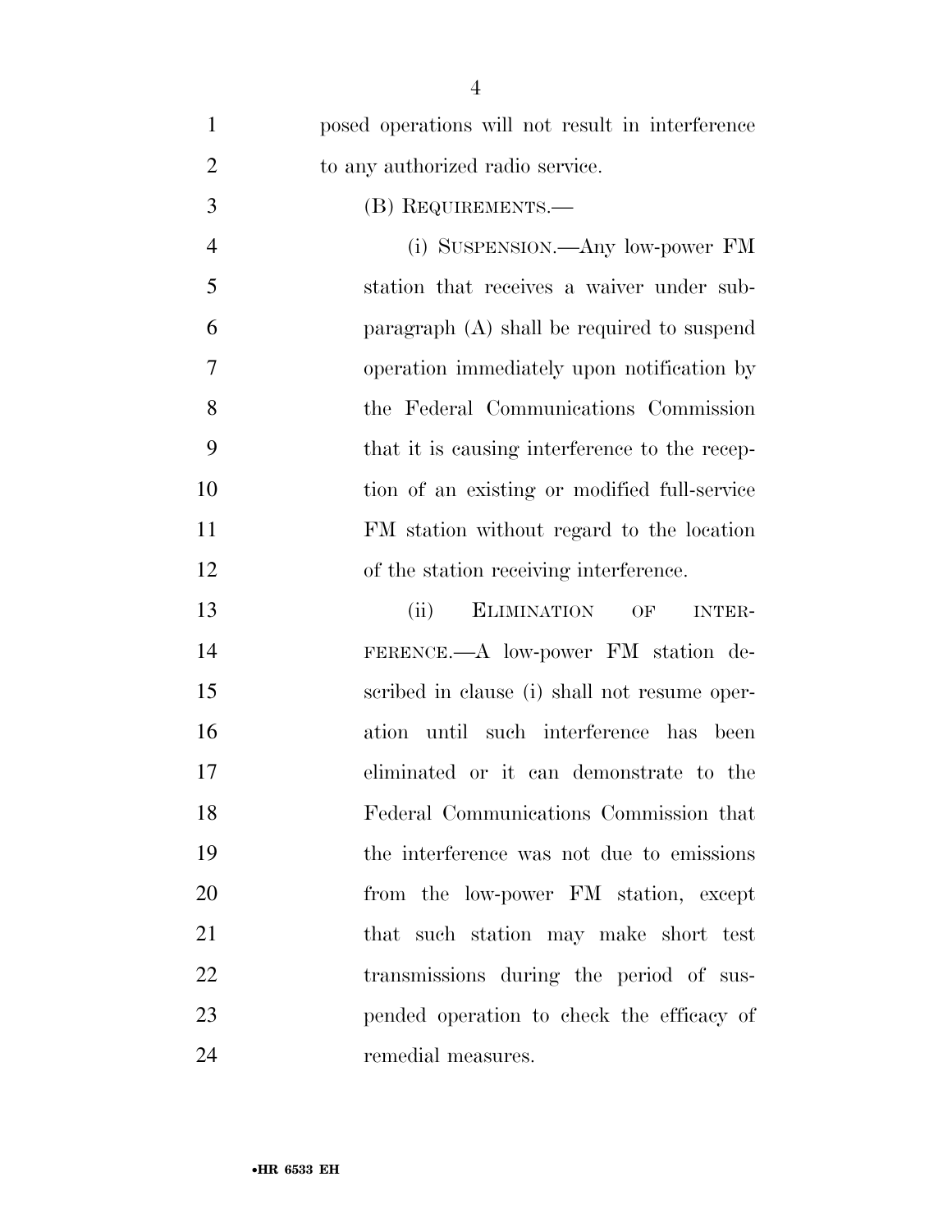posed operations will not result in interference to any authorized radio service.

(B) REQUIREMENTS.—

(i) SUSPENSION.—Any low-power FM station that receives a waiver under subparagraph (A) shall be required to suspend operation immediately upon notification by the Federal Communications Commission that it is causing interference to the reception of an existing or modified full-service FM station without regard to the location of the station receiving interference.

(ii) ELIMINATION OF INTERFERENCE.—A low-power FM station described in clause (i) shall not resume operation until such interference has been eliminated or it can demonstrate to the Federal Communications Commission that the interference was not due to emissions from the low-power FM station, except that such station may make short test transmissions during the period of suspended operation to check the efficacy of remedial measures.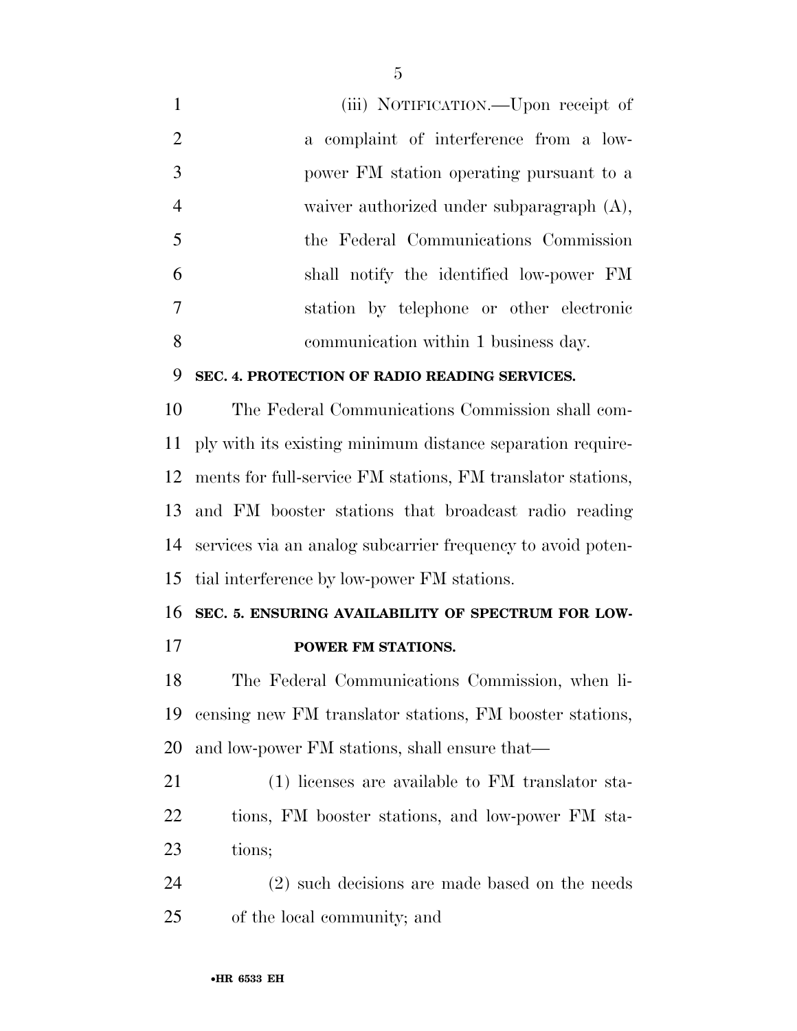(iii) NOTIFICATION.—Upon receipt of a complaint of interference from a low-power FM station operating pursuant to a waiver authorized under subparagraph (A), the Federal Communications Commission shall notify the identified low-power FM station by telephone or other electronic communication within 1 business day.

**SEC. 4. PROTECTION OF RADIO READING SERVICES.**

The Federal Communications Commission shall comply with its existing minimum distance separation requirements for full-service FM stations, FM translator stations, and FM booster stations that broadcast radio reading services via an analog subcarrier frequency to avoid potential interference by low-power FM stations.

**SEC. 5. ENSURING AVAILABILITY OF SPECTRUM FOR LOW-POWER FM STATIONS.**

The Federal Communications Commission, when licensing new FM translator stations, FM booster stations, and low-power FM stations, shall ensure that—

(1) licenses are available to FM translator stations, FM booster stations, and low-power FM stations;

(2) such decisions are made based on the needs of the local community; and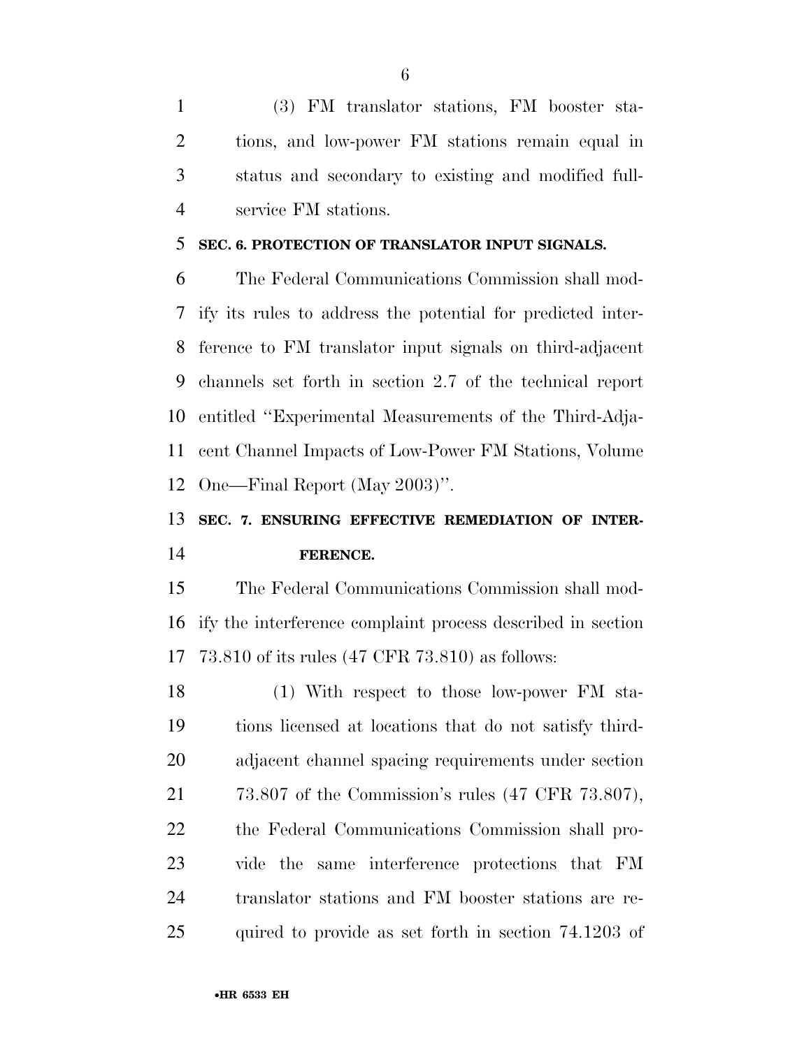(3) FM translator stations, FM booster stations, and low-power FM stations remain equal in status and secondary to existing and modified full-service FM stations.

## SEC. 6. PROTECTION OF TRANSLATOR INPUT SIGNALS.

The Federal Communications Commission shall modify its rules to address the potential for predicted interference to FM translator input signals on third-adjacent channels set forth in section 2.7 of the technical report entitled "Experimental Measurements of the Third-Adjacent Channel Impacts of Low-Power FM Stations, Volume One—Final Report (May 2003)".

## SEC. 7. ENSURING EFFECTIVE REMEDIATION OF INTERFERENCE.

The Federal Communications Commission shall modify the interference complaint process described in section 73.810 of its rules (47 CFR 73.810) as follows:

(1) With respect to those low-power FM stations licensed at locations that do not satisfy third-adjacent channel spacing requirements under section 73.807 of the Commission's rules (47 CFR 73.807), the Federal Communications Commission shall provide the same interference protections that FM translator stations and FM booster stations are required to provide as set forth in section 74.1203 of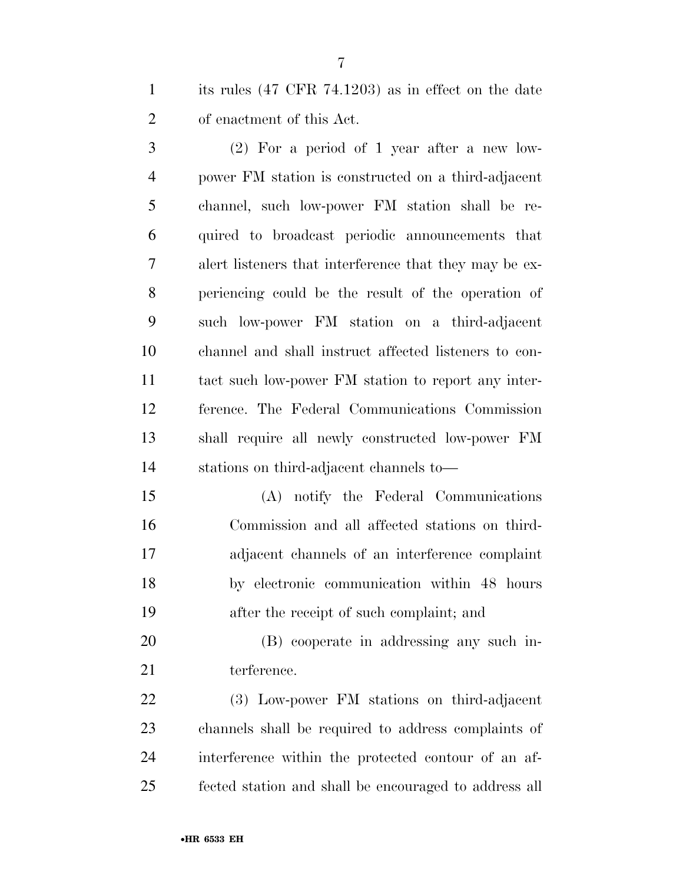its rules (47 CFR 74.1203) as in effect on the date of enactment of this Act.

(2) For a period of 1 year after a new low-power FM station is constructed on a third-adjacent channel, such low-power FM station shall be required to broadcast periodic announcements that alert listeners that interference that they may be experiencing could be the result of the operation of such low-power FM station on a third-adjacent channel and shall instruct affected listeners to contact such low-power FM station to report any interference. The Federal Communications Commission shall require all newly constructed low-power FM stations on third-adjacent channels to—

(A) notify the Federal Communications Commission and all affected stations on third-adjacent channels of an interference complaint by electronic communication within 48 hours after the receipt of such complaint; and

(B) cooperate in addressing any such interference.

(3) Low-power FM stations on third-adjacent channels shall be required to address complaints of interference within the protected contour of an affected station and shall be encouraged to address all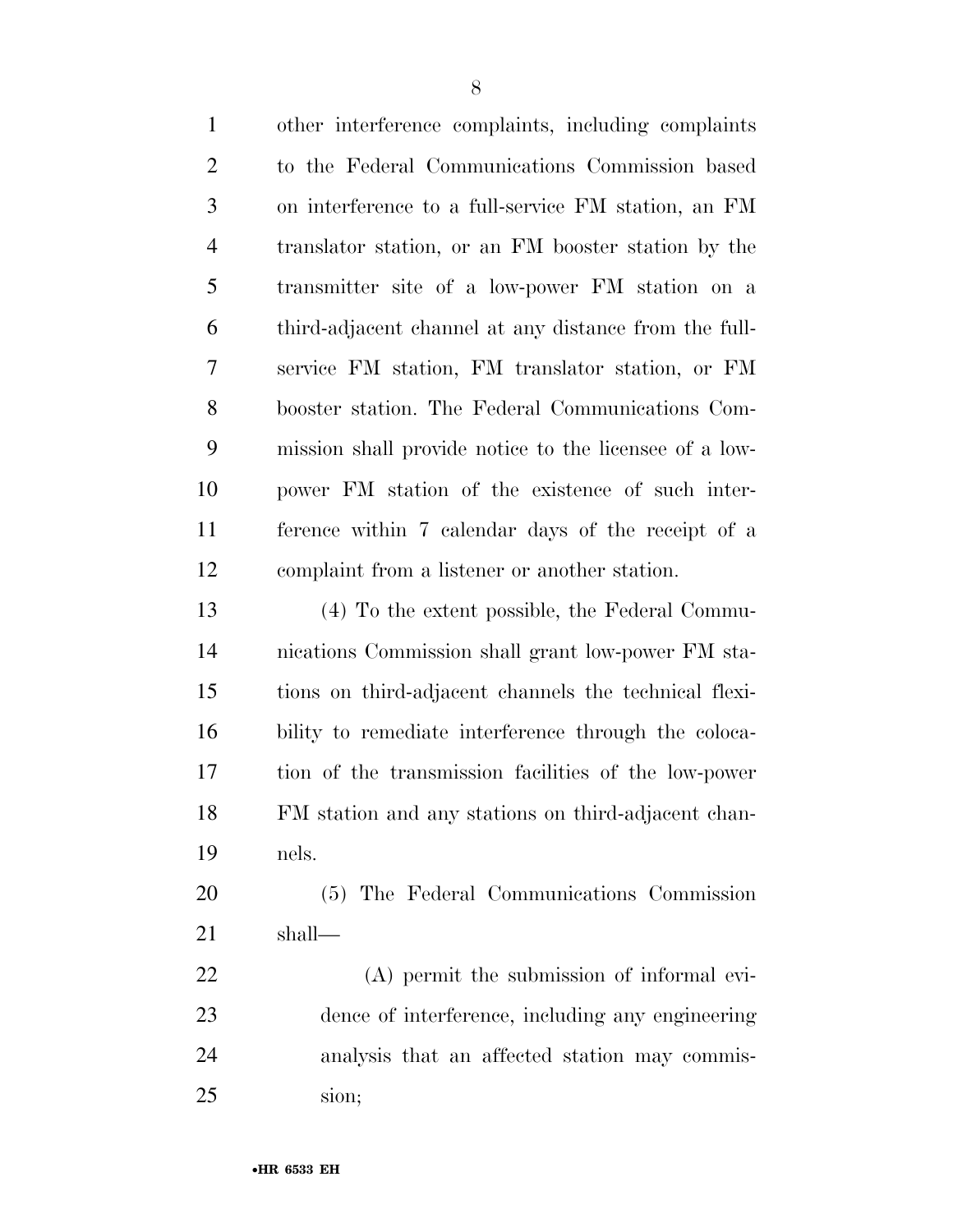other interference complaints, including complaints to the Federal Communications Commission based on interference to a full-service FM station, an FM translator station, or an FM booster station by the transmitter site of a low-power FM station on a third-adjacent channel at any distance from the full-service FM station, FM translator station, or FM booster station. The Federal Communications Commission shall provide notice to the licensee of a low-power FM station of the existence of such interference within 7 calendar days of the receipt of a complaint from a listener or another station.

(4) To the extent possible, the Federal Communications Commission shall grant low-power FM stations on third-adjacent channels the technical flexibility to remediate interference through the colocation of the transmission facilities of the low-power FM station and any stations on third-adjacent channels.

(5) The Federal Communications Commission shall—

(A) permit the submission of informal evidence of interference, including any engineering analysis that an affected station may commission;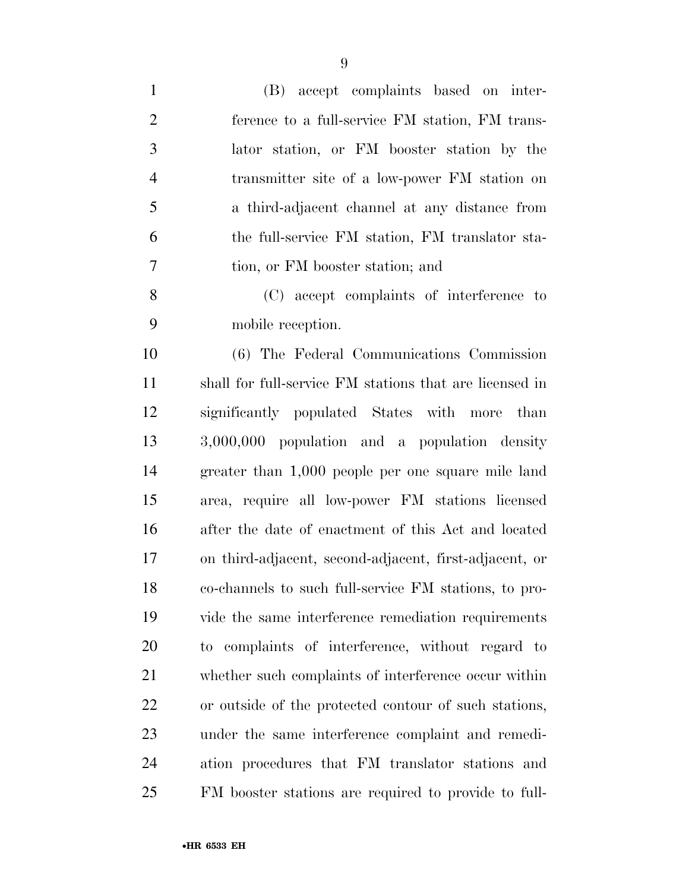(B) accept complaints based on interference to a full-service FM station, FM translator station, or FM booster station by the transmitter site of a low-power FM station on a third-adjacent channel at any distance from the full-service FM station, FM translator station, or FM booster station; and

(C) accept complaints of interference to mobile reception.

(6) The Federal Communications Commission shall for full-service FM stations that are licensed in significantly populated States with more than 3,000,000 population and a population density greater than 1,000 people per one square mile land area, require all low-power FM stations licensed after the date of enactment of this Act and located on third-adjacent, second-adjacent, first-adjacent, or co-channels to such full-service FM stations, to provide the same interference remediation requirements to complaints of interference, without regard to whether such complaints of interference occur within or outside of the protected contour of such stations, under the same interference complaint and remediation procedures that FM translator stations and FM booster stations are required to provide to full-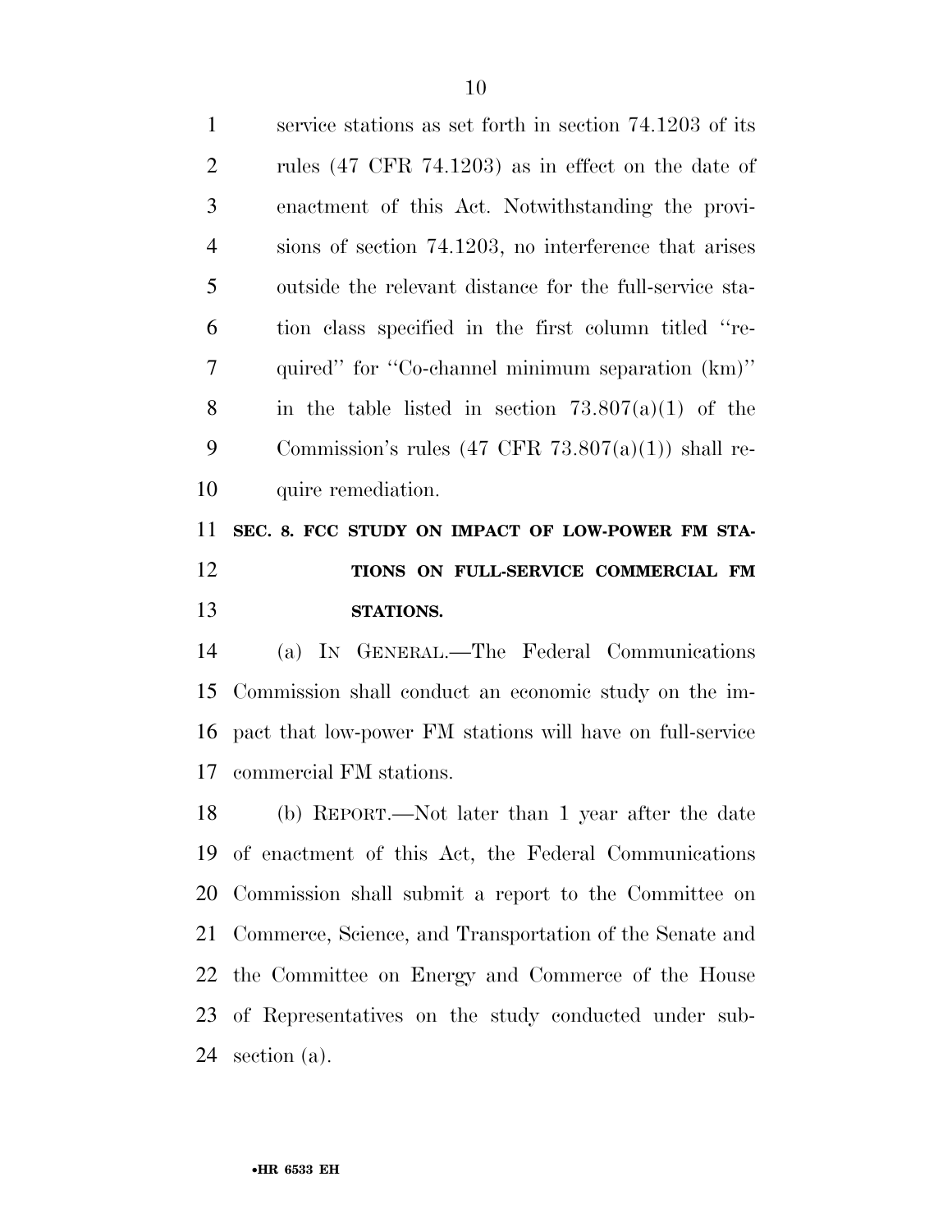service stations as set forth in section 74.1203 of its rules (47 CFR 74.1203) as in effect on the date of enactment of this Act. Notwithstanding the provisions of section 74.1203, no interference that arises outside the relevant distance for the full-service station class specified in the first column titled ''required'' for ''Co-channel minimum separation (km)'' in the table listed in section 73.807(a)(1) of the Commission's rules (47 CFR 73.807(a)(1)) shall require remediation.

## SEC. 8. FCC STUDY ON IMPACT OF LOW-POWER FM STATIONS ON FULL-SERVICE COMMERCIAL FM STATIONS.

(a) IN GENERAL.—The Federal Communications Commission shall conduct an economic study on the impact that low-power FM stations will have on full-service commercial FM stations.

(b) REPORT.—Not later than 1 year after the date of enactment of this Act, the Federal Communications Commission shall submit a report to the Committee on Commerce, Science, and Transportation of the Senate and the Committee on Energy and Commerce of the House of Representatives on the study conducted under subsection (a).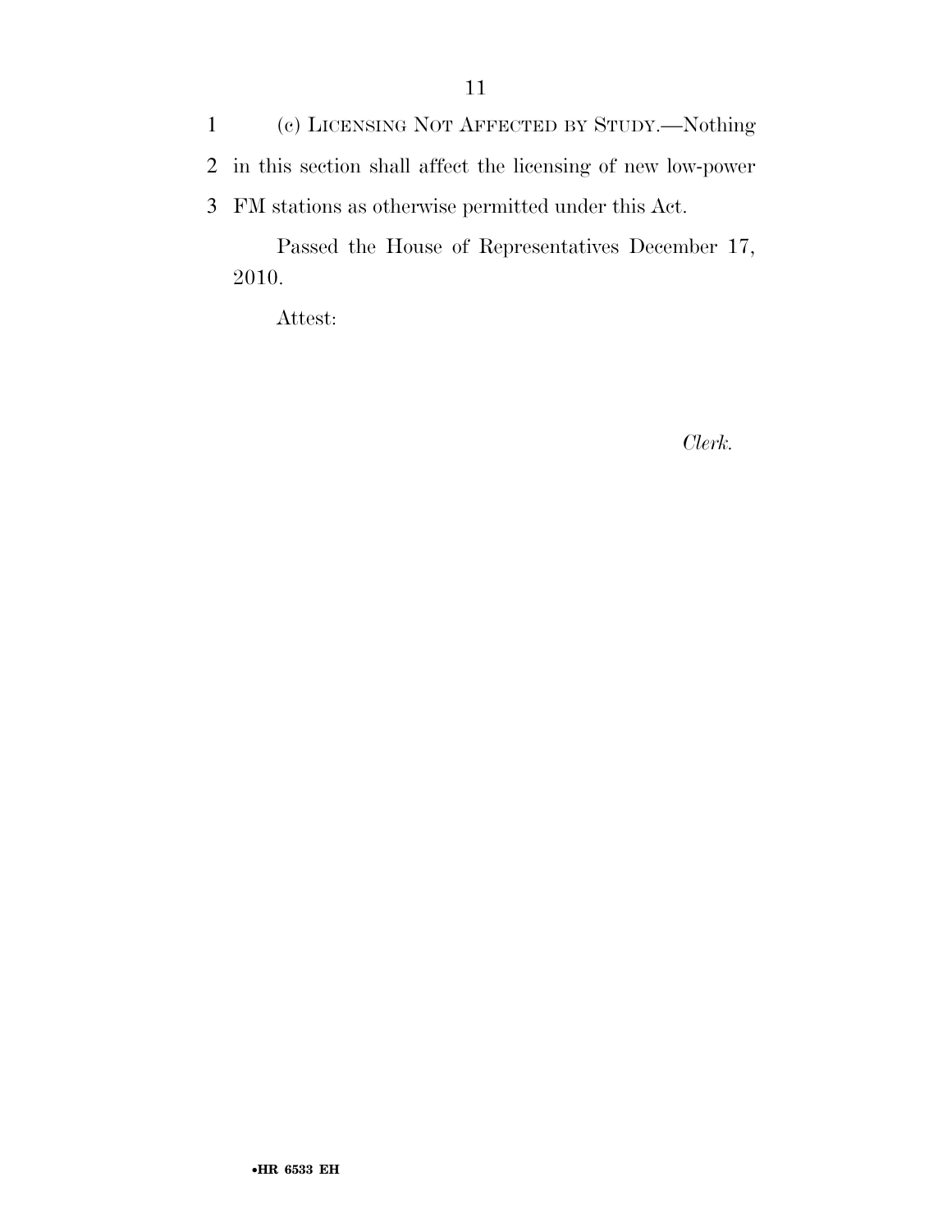(c) LICENSING NOT AFFECTED BY STUDY.—Nothing in this section shall affect the licensing of new low-power FM stations as otherwise permitted under this Act.

Passed the House of Representatives December 17, 2010.

Attest:

*Clerk.*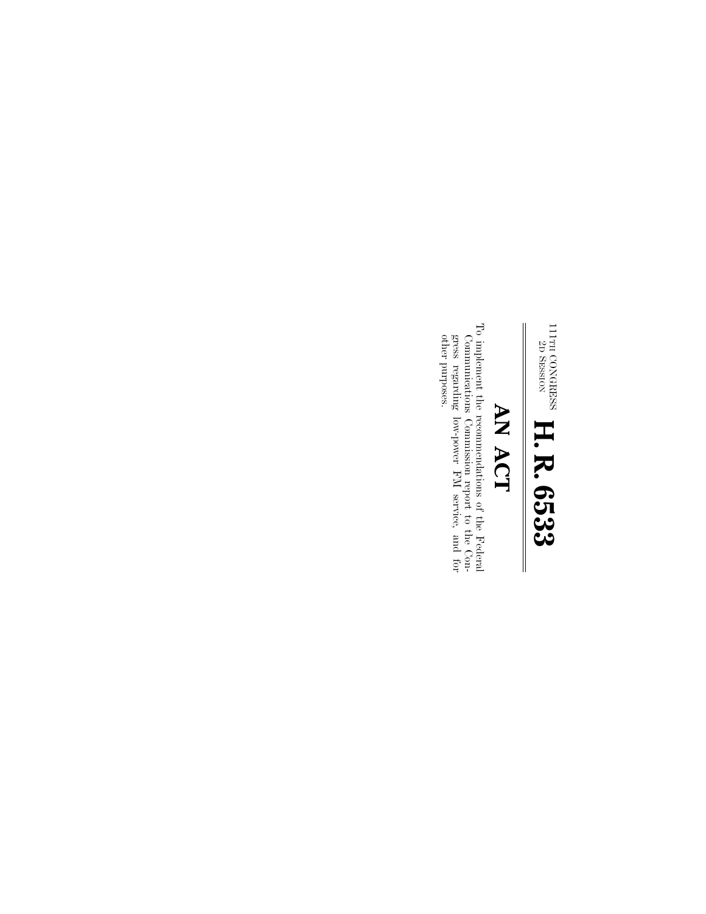111TH CONGRESS
2D SESSION

# H. R. 6533

---

# AN ACT

To implement the recommendations of the Federal Communications Commission report to the Congress regarding low-power FM service, and for other purposes.